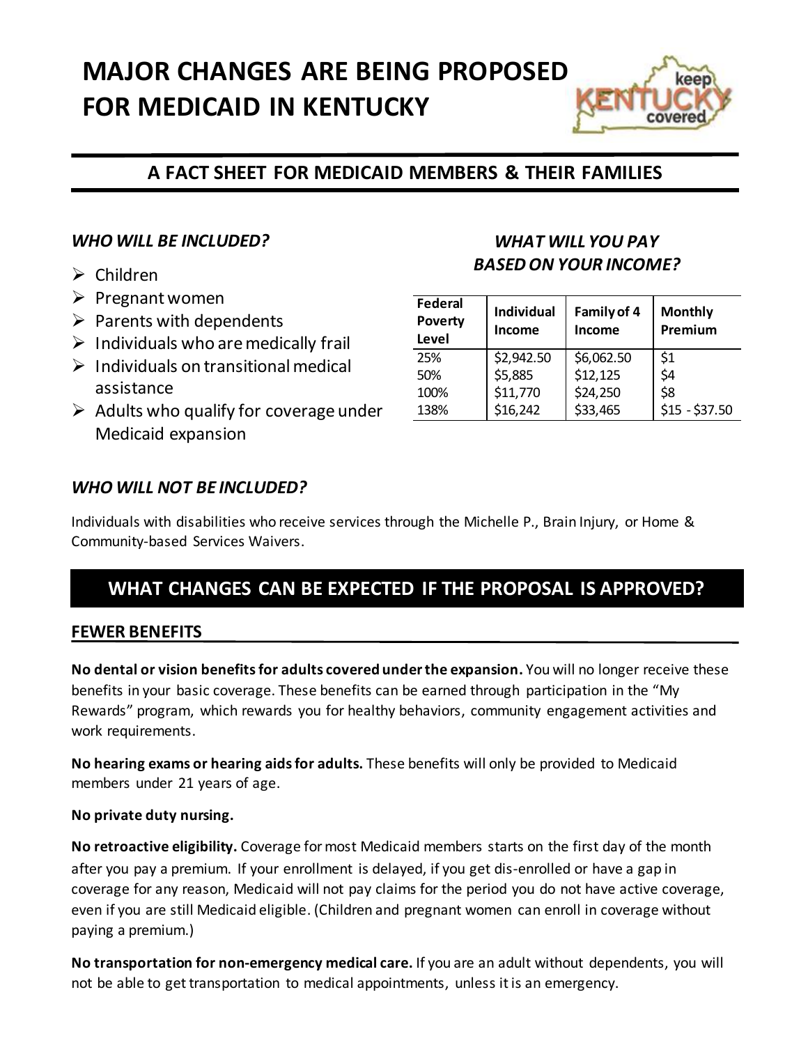# MAJOR CHANGES ARE BEING PROPOSED FOR MEDICAID IN KENTUCKY

## A FACT SHEET FOR MEDICAID MEMBERS & THEIR FAMILIES

### *WHO WILL BE INCLUDED?*

- Children
- Pregnant women
- Parents with dependents
- Individuals who are medically frail
- Individuals on transitional medical assistance
- Adults who qualify for coverage under Medicaid expansion

### *WHAT WILL YOU PAY BASED ON YOUR INCOME?*

| Federal Poverty Level | Individual Income | Family of 4 Income | Monthly Premium |
|---|---|---|---|
| 25% | $2,942.50 | $6,062.50 | $1 |
| 50% | $5,885 | $12,125 | $4 |
| 100% | $11,770 | $24,250 | $8 |
| 138% | $16,242 | $33,465 | $15 - $37.50 |

### *WHO WILL NOT BE INCLUDED?*

Individuals with disabilities who receive services through the Michelle P., Brain Injury, or Home & Community-based Services Waivers.

## WHAT CHANGES CAN BE EXPECTED IF THE PROPOSAL IS APPROVED?

### FEWER BENEFITS

**No dental or vision benefits for adults covered under the expansion.** You will no longer receive these benefits in your basic coverage. These benefits can be earned through participation in the "My Rewards" program, which rewards you for healthy behaviors, community engagement activities and work requirements.

**No hearing exams or hearing aids for adults.** These benefits will only be provided to Medicaid members under 21 years of age.

**No private duty nursing.**

**No retroactive eligibility.** Coverage for most Medicaid members starts on the first day of the month after you pay a premium. If your enrollment is delayed, if you get dis-enrolled or have a gap in coverage for any reason, Medicaid will not pay claims for the period you do not have active coverage, even if you are still Medicaid eligible. (Children and pregnant women can enroll in coverage without paying a premium.)

**No transportation for non-emergency medical care.** If you are an adult without dependents, you will not be able to get transportation to medical appointments, unless it is an emergency.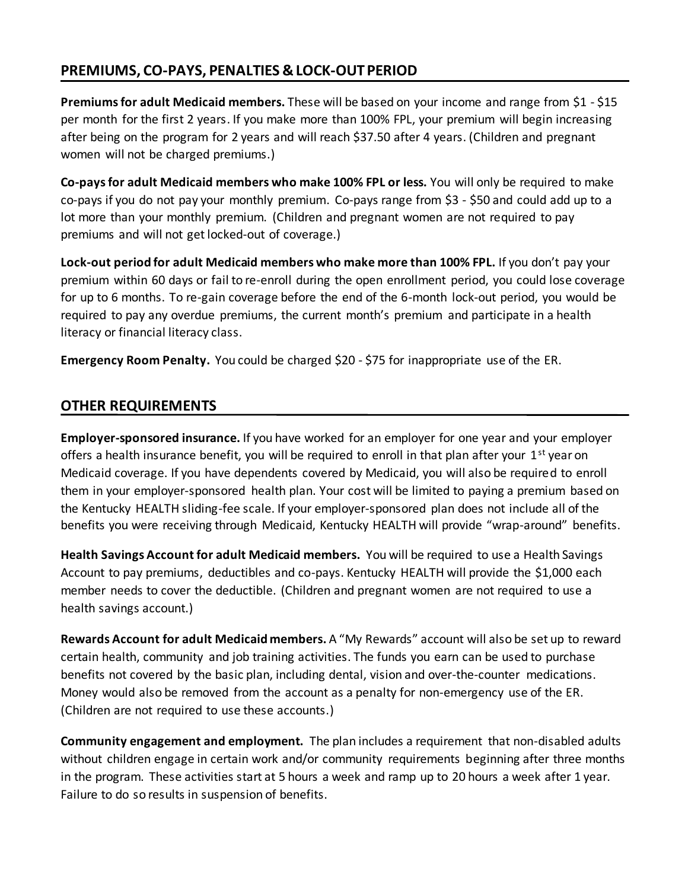## PREMIUMS, CO-PAYS, PENALTIES & LOCK-OUT PERIOD

**Premiums for adult Medicaid members.** These will be based on your income and range from $1 - $15 per month for the first 2 years. If you make more than 100% FPL, your premium will begin increasing after being on the program for 2 years and will reach $37.50 after 4 years. (Children and pregnant women will not be charged premiums.)

**Co-pays for adult Medicaid members who make 100% FPL or less.** You will only be required to make co-pays if you do not pay your monthly premium. Co-pays range from $3 - $50 and could add up to a lot more than your monthly premium. (Children and pregnant women are not required to pay premiums and will not get locked-out of coverage.)

**Lock-out period for adult Medicaid members who make more than 100% FPL.** If you don't pay your premium within 60 days or fail to re-enroll during the open enrollment period, you could lose coverage for up to 6 months. To re-gain coverage before the end of the 6-month lock-out period, you would be required to pay any overdue premiums, the current month's premium and participate in a health literacy or financial literacy class.

**Emergency Room Penalty.** You could be charged $20 - $75 for inappropriate use of the ER.

## OTHER REQUIREMENTS

**Employer-sponsored insurance.** If you have worked for an employer for one year and your employer offers a health insurance benefit, you will be required to enroll in that plan after your 1st year on Medicaid coverage. If you have dependents covered by Medicaid, you will also be required to enroll them in your employer-sponsored health plan. Your cost will be limited to paying a premium based on the Kentucky HEALTH sliding-fee scale. If your employer-sponsored plan does not include all of the benefits you were receiving through Medicaid, Kentucky HEALTH will provide "wrap-around" benefits.

**Health Savings Account for adult Medicaid members.** You will be required to use a Health Savings Account to pay premiums, deductibles and co-pays. Kentucky HEALTH will provide the $1,000 each member needs to cover the deductible. (Children and pregnant women are not required to use a health savings account.)

**Rewards Account for adult Medicaid members.** A "My Rewards" account will also be set up to reward certain health, community and job training activities. The funds you earn can be used to purchase benefits not covered by the basic plan, including dental, vision and over-the-counter medications. Money would also be removed from the account as a penalty for non-emergency use of the ER. (Children are not required to use these accounts.)

**Community engagement and employment.** The plan includes a requirement that non-disabled adults without children engage in certain work and/or community requirements beginning after three months in the program. These activities start at 5 hours a week and ramp up to 20 hours a week after 1 year. Failure to do so results in suspension of benefits.